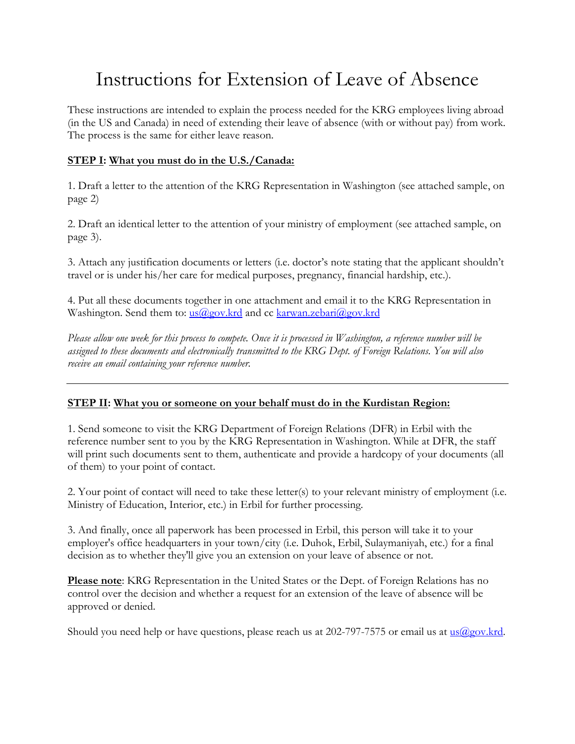# Instructions for Extension of Leave of Absence

These instructions are intended to explain the process needed for the KRG employees living abroad (in the US and Canada) in need of extending their leave of absence (with or without pay) from work. The process is the same for either leave reason.

**STEP I: What you must do in the U.S./Canada:**

1. Draft a letter to the attention of the KRG Representation in Washington (see attached sample, on page 2)

2. Draft an identical letter to the attention of your ministry of employment (see attached sample, on page 3).

3. Attach any justification documents or letters (i.e. doctor's note stating that the applicant shouldn't travel or is under his/her care for medical purposes, pregnancy, financial hardship, etc.).

4. Put all these documents together in one attachment and email it to the KRG Representation in Washington. Send them to: us@gov.krd and cc karwan.zebari@gov.krd

*Please allow one week for this process to compete. Once it is processed in Washington, a reference number will be assigned to these documents and electronically transmitted to the KRG Dept. of Foreign Relations. You will also receive an email containing your reference number.*

---

**STEP II: What you or someone on your behalf must do in the Kurdistan Region:**

1. Send someone to visit the KRG Department of Foreign Relations (DFR) in Erbil with the reference number sent to you by the KRG Representation in Washington. While at DFR, the staff will print such documents sent to them, authenticate and provide a hardcopy of your documents (all of them) to your point of contact.

2. Your point of contact will need to take these letter(s) to your relevant ministry of employment (i.e. Ministry of Education, Interior, etc.) in Erbil for further processing.

3. And finally, once all paperwork has been processed in Erbil, this person will take it to your employer's office headquarters in your town/city (i.e. Duhok, Erbil, Sulaymaniyah, etc.) for a final decision as to whether they'll give you an extension on your leave of absence or not.

**Please note**: KRG Representation in the United States or the Dept. of Foreign Relations has no control over the decision and whether a request for an extension of the leave of absence will be approved or denied.

Should you need help or have questions, please reach us at 202-797-7575 or email us at us@gov.krd.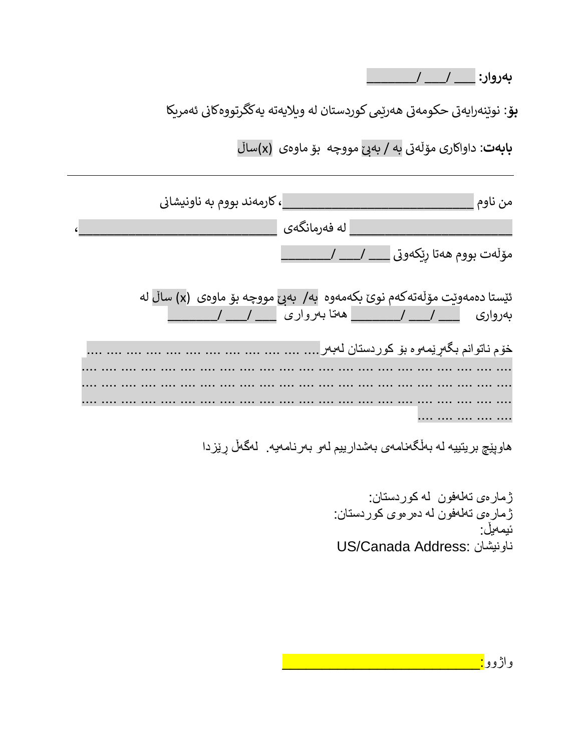**بەروار:** ___ /___ /_______

**بۆ:** نوێنەرایەتی حکومەتی هەرێمی کوردستان لە ویلایەتە یەکگرتووەکانی ئەمریکا

**بابەت:** داواکاری مۆڵەتی بە / بەبێ مووچە بۆ ماوەی (x)ساڵ

---

من ناوم _____________________________، کارمەند بووم بە ناونیشانی

__________________________ لە فەرمانگەی _____________________________،

مۆڵەت بووم هەتا ڕێکەوتی ___ /___ /_______

ئێستا دەمەوێت مۆڵەتەکەم نوێ بکەمەوە بە/ بەبێ مووچە بۆ ماوەی (x) ساڵ لە بەرواری ___ /___ /_______ هەتا بەرواری ___ /___ /_______

خۆم ناتوانم بگەڕێمەوە بۆ کوردستان لەبەر.... .... .... .... .... .... .... .... .... .... ....
.... .... .... .... .... .... .... .... .... .... .... .... .... .... .... .... .... .... .... .... .... ....
.... .... .... .... .... .... .... .... .... .... .... .... .... .... .... .... .... .... .... .... .... ....
.... .... .... .... .... .... .... .... .... .... .... .... .... .... .... .... .... .... .... .... .... ....
.... .... .... .... ....

هاوپێچ بریتییە لە بەڵگەنامەی بەشدارییم لەو بەرنامەیە. لەگەڵ ڕێزدا

ژمارەی تەلەفون لە کوردستان:
ژمارەی تەلەفون لە دەرەوی کوردستان:
ئیمەیڵ:
ناونیشان :US/Canada Address

واژوو:_______________________________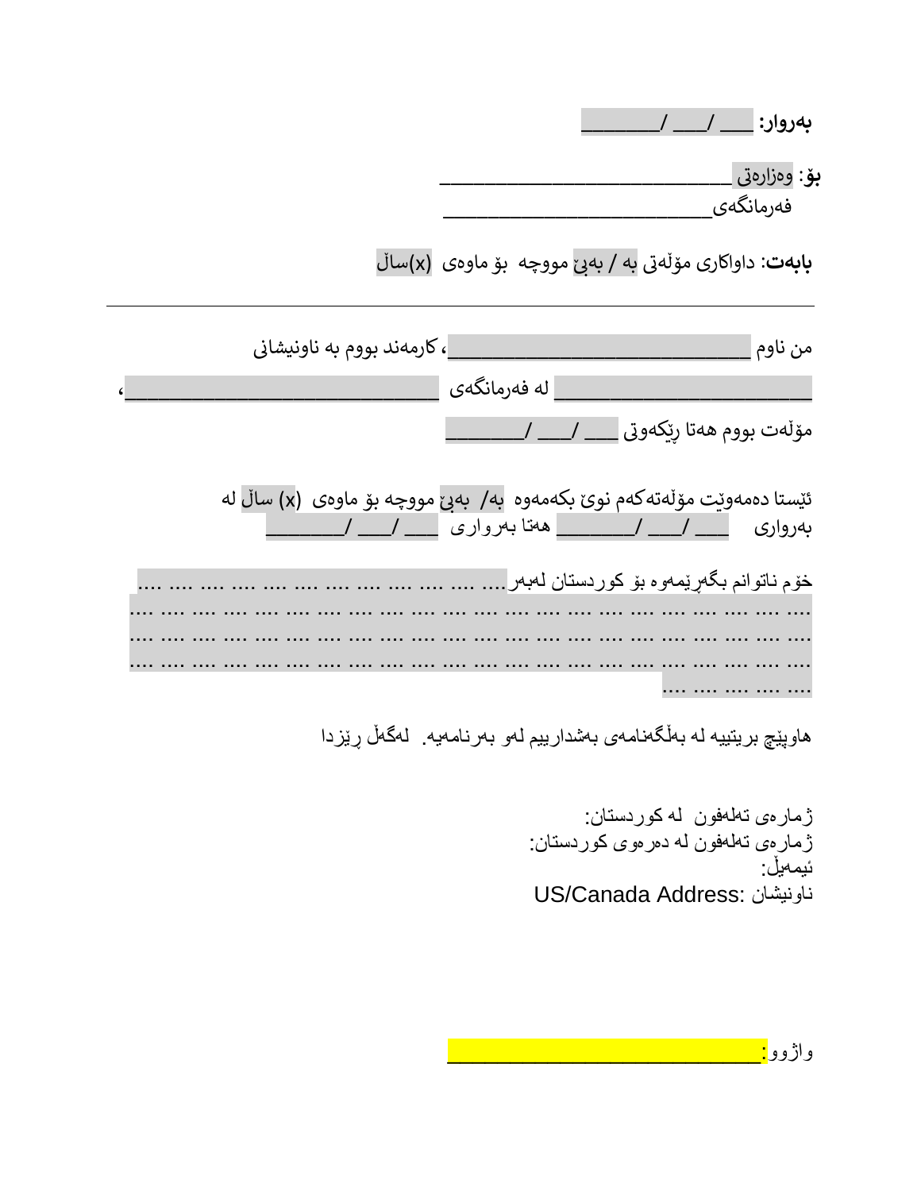**بەروار:** ___ /___ /_______

**بۆ:** وەزارەتی ___________________________

فەرمانگەی_________________________

**بابەت:** داواکاری مۆڵەتی بە / بەبێ مووچە بۆ ماوەی (x)ساڵ

---

من ناوم ____________________________، کارمەند بووم بە ناونیشانی

________________________ لە فەرمانگەی ____________________________،

مۆڵەت بووم هەتا ڕێکەوتی ___ /___ /_______

ئێستا دەمەوێت مۆڵەتەکەم نوێ بکەمەوە بە/ بەبێ مووچە بۆ ماوەی (x) ساڵ لە بەرواری ___ /___ /_______ هەتا بەرواری ___ /___ /_______

خۆم ناتوانم بگەڕێمەوە بۆ کوردستان لەبەر.... .... .... .... .... .... .... .... .... .... .... .... .... .... .... .... .... .... .... .... .... .... .... .... .... .... .... .... .... .... .... .... .... .... .... .... .... .... .... .... .... .... .... .... .... .... .... .... .... .... .... .... .... .... .... .... .... .... .... .... .... .... .... .... .... .... .... .... .... .... .... .... .... .... .... .... .... .... .... .... ....

هاوپێچ بریتییە لە بەڵگەنامەی بەشداریم لەو بەرنامەیە. لەگەڵ ڕێزدا

ژمارەی تەلەفون لە کوردستان:
ژمارەی تەلەفون لە دەرەوی کوردستان:
ئیمەیڵ:
ناونیشان :US/Canada Address

واژوو:____________________________